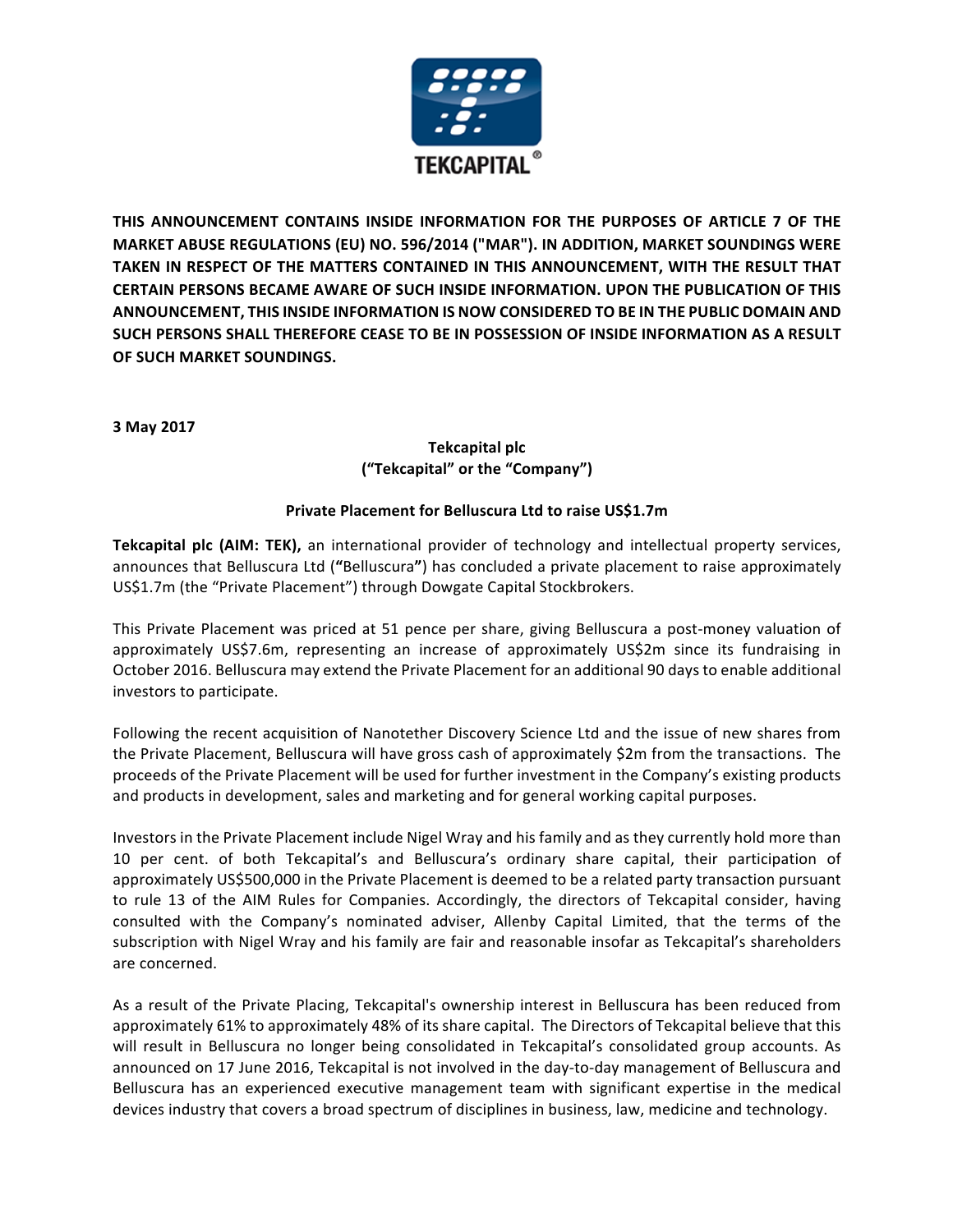**THIS ANNOUNCEMENT CONTAINS INSIDE INFORMATION FOR THE PURPOSES OF ARTICLE 7 OF THE MARKET ABUSE REGULATIONS (EU) NO. 596/2014 ("MAR"). IN ADDITION, MARKET SOUNDINGS WERE TAKEN IN RESPECT OF THE MATTERS CONTAINED IN THIS ANNOUNCEMENT, WITH THE RESULT THAT CERTAIN PERSONS BECAME AWARE OF SUCH INSIDE INFORMATION. UPON THE PUBLICATION OF THIS ANNOUNCEMENT, THIS INSIDE INFORMATION IS NOW CONSIDERED TO BE IN THE PUBLIC DOMAIN AND SUCH PERSONS SHALL THEREFORE CEASE TO BE IN POSSESSION OF INSIDE INFORMATION AS A RESULT OF SUCH MARKET SOUNDINGS.**

**3 May 2017**

**Tekcapital plc**
**("Tekcapital" or the "Company")**

**Private Placement for Belluscura Ltd to raise US$1.7m**

**Tekcapital plc (AIM: TEK),** an international provider of technology and intellectual property services, announces that Belluscura Ltd (**"**Belluscura**"**) has concluded a private placement to raise approximately US$1.7m (the "Private Placement") through Dowgate Capital Stockbrokers.

This Private Placement was priced at 51 pence per share, giving Belluscura a post-money valuation of approximately US$7.6m, representing an increase of approximately US$2m since its fundraising in October 2016. Belluscura may extend the Private Placement for an additional 90 days to enable additional investors to participate.

Following the recent acquisition of Nanotether Discovery Science Ltd and the issue of new shares from the Private Placement, Belluscura will have gross cash of approximately $2m from the transactions. The proceeds of the Private Placement will be used for further investment in the Company's existing products and products in development, sales and marketing and for general working capital purposes.

Investors in the Private Placement include Nigel Wray and his family and as they currently hold more than 10 per cent. of both Tekcapital's and Belluscura's ordinary share capital, their participation of approximately US$500,000 in the Private Placement is deemed to be a related party transaction pursuant to rule 13 of the AIM Rules for Companies. Accordingly, the directors of Tekcapital consider, having consulted with the Company's nominated adviser, Allenby Capital Limited, that the terms of the subscription with Nigel Wray and his family are fair and reasonable insofar as Tekcapital's shareholders are concerned.

As a result of the Private Placing, Tekcapital's ownership interest in Belluscura has been reduced from approximately 61% to approximately 48% of its share capital. The Directors of Tekcapital believe that this will result in Belluscura no longer being consolidated in Tekcapital's consolidated group accounts. As announced on 17 June 2016, Tekcapital is not involved in the day-to-day management of Belluscura and Belluscura has an experienced executive management team with significant expertise in the medical devices industry that covers a broad spectrum of disciplines in business, law, medicine and technology.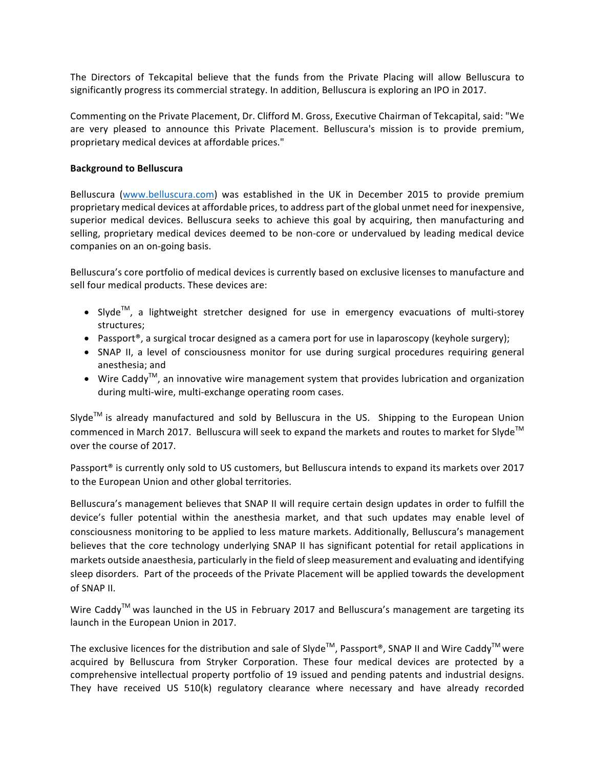The Directors of Tekcapital believe that the funds from the Private Placing will allow Belluscura to significantly progress its commercial strategy. In addition, Belluscura is exploring an IPO in 2017.

Commenting on the Private Placement, Dr. Clifford M. Gross, Executive Chairman of Tekcapital, said: "We are very pleased to announce this Private Placement. Belluscura's mission is to provide premium, proprietary medical devices at affordable prices."

**Background to Belluscura**

Belluscura (www.belluscura.com) was established in the UK in December 2015 to provide premium proprietary medical devices at affordable prices, to address part of the global unmet need for inexpensive, superior medical devices. Belluscura seeks to achieve this goal by acquiring, then manufacturing and selling, proprietary medical devices deemed to be non-core or undervalued by leading medical device companies on an on-going basis.

Belluscura's core portfolio of medical devices is currently based on exclusive licenses to manufacture and sell four medical products. These devices are:

- Slyde™, a lightweight stretcher designed for use in emergency evacuations of multi-storey structures;
- Passport®, a surgical trocar designed as a camera port for use in laparoscopy (keyhole surgery);
- SNAP II, a level of consciousness monitor for use during surgical procedures requiring general anesthesia; and
- Wire Caddy™, an innovative wire management system that provides lubrication and organization during multi-wire, multi-exchange operating room cases.

Slyde™ is already manufactured and sold by Belluscura in the US. Shipping to the European Union commenced in March 2017. Belluscura will seek to expand the markets and routes to market for Slyde™ over the course of 2017.

Passport® is currently only sold to US customers, but Belluscura intends to expand its markets over 2017 to the European Union and other global territories.

Belluscura's management believes that SNAP II will require certain design updates in order to fulfill the device's fuller potential within the anesthesia market, and that such updates may enable level of consciousness monitoring to be applied to less mature markets. Additionally, Belluscura's management believes that the core technology underlying SNAP II has significant potential for retail applications in markets outside anaesthesia, particularly in the field of sleep measurement and evaluating and identifying sleep disorders. Part of the proceeds of the Private Placement will be applied towards the development of SNAP II.

Wire Caddy™ was launched in the US in February 2017 and Belluscura's management are targeting its launch in the European Union in 2017.

The exclusive licences for the distribution and sale of Slyde™, Passport®, SNAP II and Wire Caddy™ were acquired by Belluscura from Stryker Corporation. These four medical devices are protected by a comprehensive intellectual property portfolio of 19 issued and pending patents and industrial designs. They have received US 510(k) regulatory clearance where necessary and have already recorded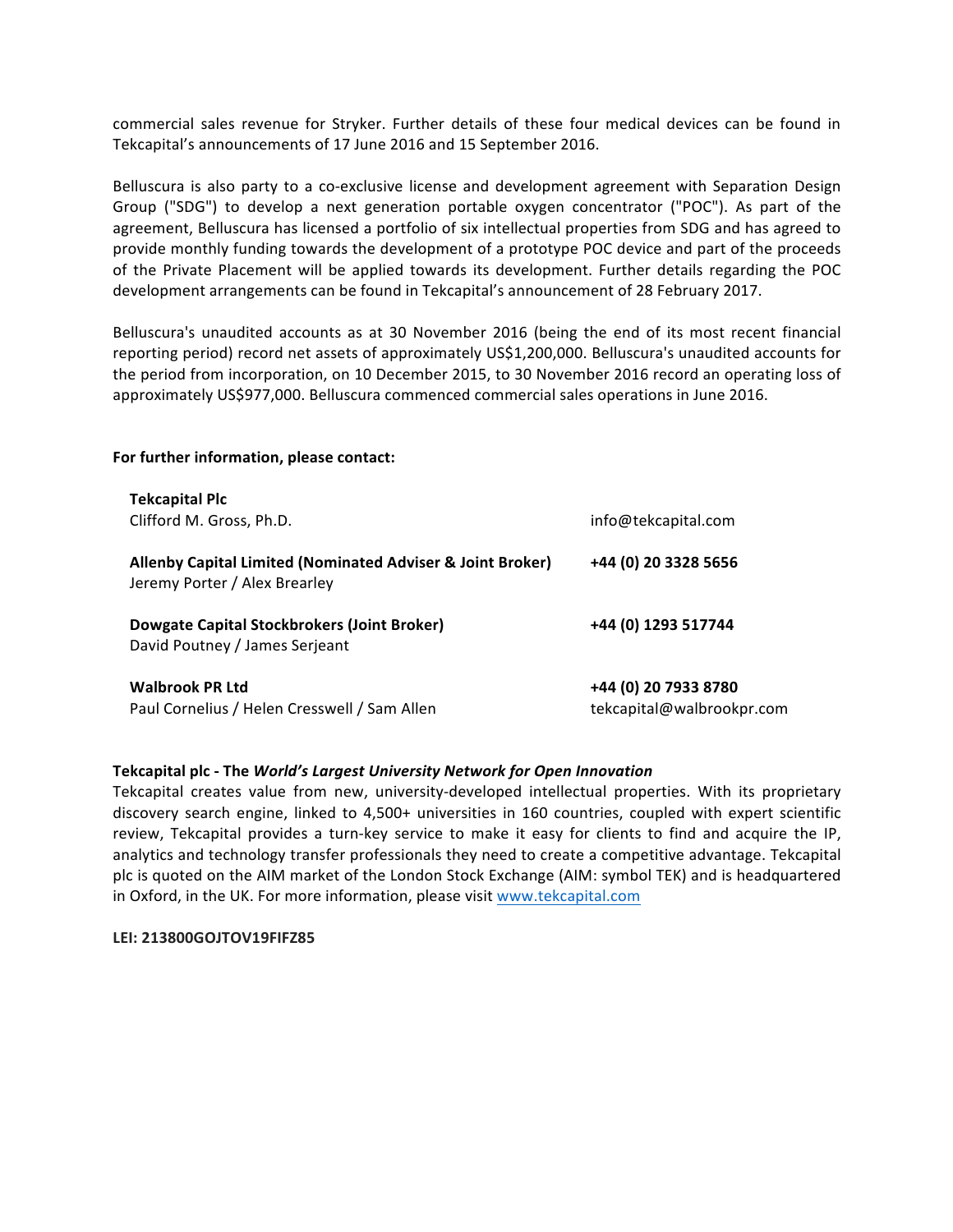commercial sales revenue for Stryker. Further details of these four medical devices can be found in Tekcapital's announcements of 17 June 2016 and 15 September 2016.

Belluscura is also party to a co-exclusive license and development agreement with Separation Design Group ("SDG") to develop a next generation portable oxygen concentrator ("POC"). As part of the agreement, Belluscura has licensed a portfolio of six intellectual properties from SDG and has agreed to provide monthly funding towards the development of a prototype POC device and part of the proceeds of the Private Placement will be applied towards its development. Further details regarding the POC development arrangements can be found in Tekcapital's announcement of 28 February 2017.

Belluscura's unaudited accounts as at 30 November 2016 (being the end of its most recent financial reporting period) record net assets of approximately US$1,200,000. Belluscura's unaudited accounts for the period from incorporation, on 10 December 2015, to 30 November 2016 record an operating loss of approximately US$977,000. Belluscura commenced commercial sales operations in June 2016.

**For further information, please contact:**

| | |
|---|---|
| **Tekcapital Plc**<br>Clifford M. Gross, Ph.D. | info@tekcapital.com |
| **Allenby Capital Limited (Nominated Adviser & Joint Broker)**<br>Jeremy Porter / Alex Brearley | **+44 (0) 20 3328 5656** |
| **Dowgate Capital Stockbrokers (Joint Broker)**<br>David Poutney / James Serjeant | **+44 (0) 1293 517744** |
| **Walbrook PR Ltd**<br>Paul Cornelius / Helen Cresswell / Sam Allen | **+44 (0) 20 7933 8780**<br>tekcapital@walbrookpr.com |

**Tekcapital plc - The *World's Largest University Network for Open Innovation***

Tekcapital creates value from new, university-developed intellectual properties. With its proprietary discovery search engine, linked to 4,500+ universities in 160 countries, coupled with expert scientific review, Tekcapital provides a turn-key service to make it easy for clients to find and acquire the IP, analytics and technology transfer professionals they need to create a competitive advantage. Tekcapital plc is quoted on the AIM market of the London Stock Exchange (AIM: symbol TEK) and is headquartered in Oxford, in the UK. For more information, please visit www.tekcapital.com

**LEI: 213800GOJTOV19FIFZ85**